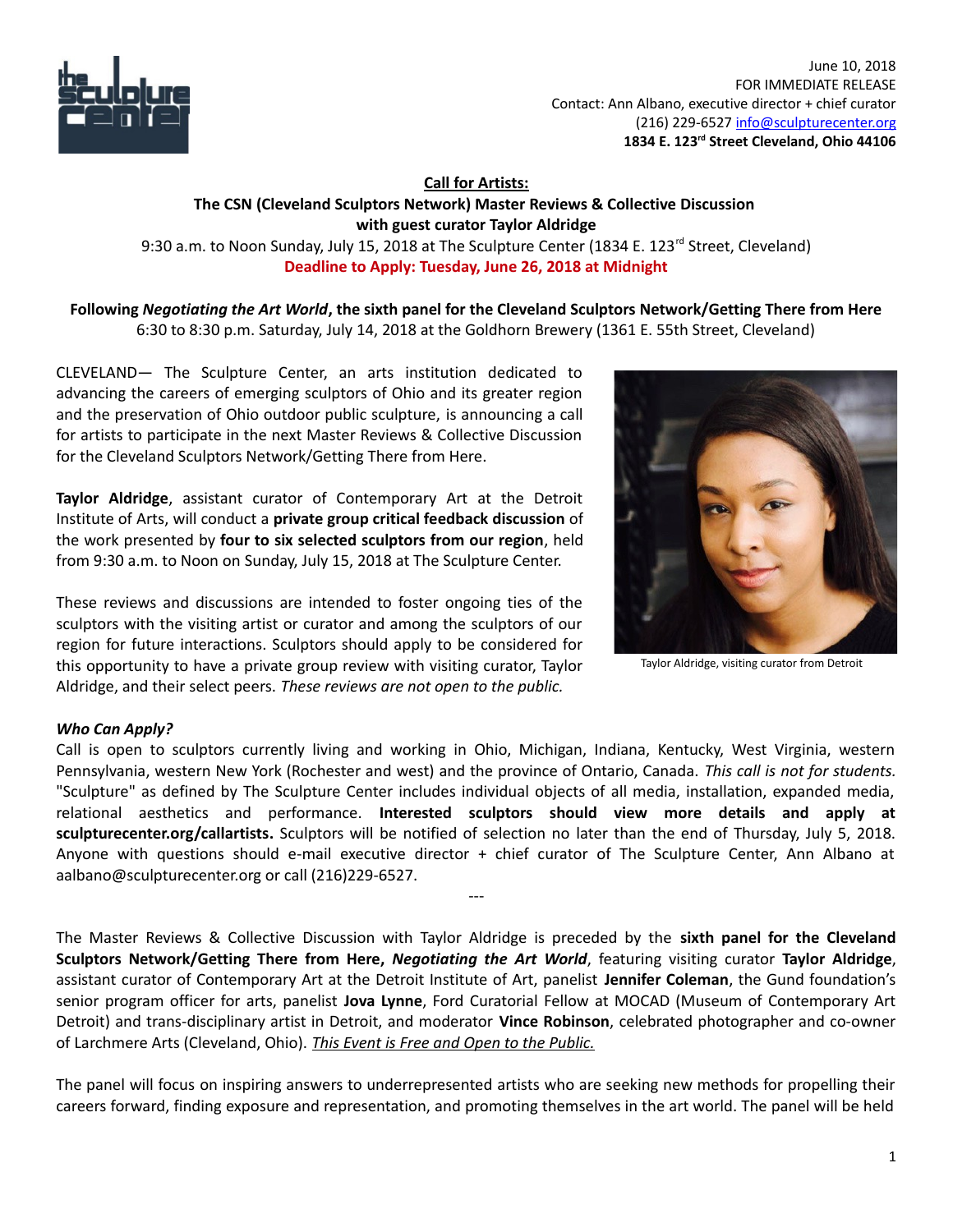June 10, 2018
FOR IMMEDIATE RELEASE
Contact: Ann Albano, executive director + chief curator
(216) 229-6527 info@sculpturecenter.org
**1834 E. 123rd Street Cleveland, Ohio 44106**

**Call for Artists:**

**The CSN (Cleveland Sculptors Network) Master Reviews & Collective Discussion**
**with guest curator Taylor Aldridge**

9:30 a.m. to Noon Sunday, July 15, 2018 at The Sculpture Center (1834 E. 123rd Street, Cleveland)

**Deadline to Apply: Tuesday, June 26, 2018 at Midnight**

**Following *Negotiating the Art World*, the sixth panel for the Cleveland Sculptors Network/Getting There from Here**
6:30 to 8:30 p.m. Saturday, July 14, 2018 at the Goldhorn Brewery (1361 E. 55th Street, Cleveland)

CLEVELAND— The Sculpture Center, an arts institution dedicated to advancing the careers of emerging sculptors of Ohio and its greater region and the preservation of Ohio outdoor public sculpture, is announcing a call for artists to participate in the next Master Reviews & Collective Discussion for the Cleveland Sculptors Network/Getting There from Here.

**Taylor Aldridge**, assistant curator of Contemporary Art at the Detroit Institute of Arts, will conduct a **private group critical feedback discussion** of the work presented by **four to six selected sculptors from our region**, held from 9:30 a.m. to Noon on Sunday, July 15, 2018 at The Sculpture Center.

These reviews and discussions are intended to foster ongoing ties of the sculptors with the visiting artist or curator and among the sculptors of our region for future interactions. Sculptors should apply to be considered for this opportunity to have a private group review with visiting curator, Taylor Aldridge, and their select peers. *These reviews are not open to the public.*

Taylor Aldridge, visiting curator from Detroit

***Who Can Apply?***

Call is open to sculptors currently living and working in Ohio, Michigan, Indiana, Kentucky, West Virginia, western Pennsylvania, western New York (Rochester and west) and the province of Ontario, Canada. *This call is not for students.* "Sculpture" as defined by The Sculpture Center includes individual objects of all media, installation, expanded media, relational aesthetics and performance. **Interested sculptors should view more details and apply at sculpturecenter.org/callartists.** Sculptors will be notified of selection no later than the end of Thursday, July 5, 2018. Anyone with questions should e-mail executive director + chief curator of The Sculpture Center, Ann Albano at aalbano@sculpturecenter.org or call (216)229-6527.

---

The Master Reviews & Collective Discussion with Taylor Aldridge is preceded by the **sixth panel for the Cleveland Sculptors Network/Getting There from Here, *Negotiating the Art World***, featuring visiting curator **Taylor Aldridge**, assistant curator of Contemporary Art at the Detroit Institute of Art, panelist **Jennifer Coleman**, the Gund foundation's senior program officer for arts, panelist **Jova Lynne**, Ford Curatorial Fellow at MOCAD (Museum of Contemporary Art Detroit) and trans-disciplinary artist in Detroit, and moderator **Vince Robinson**, celebrated photographer and co-owner of Larchmere Arts (Cleveland, Ohio). *This Event is Free and Open to the Public.*

The panel will focus on inspiring answers to underrepresented artists who are seeking new methods for propelling their careers forward, finding exposure and representation, and promoting themselves in the art world. The panel will be held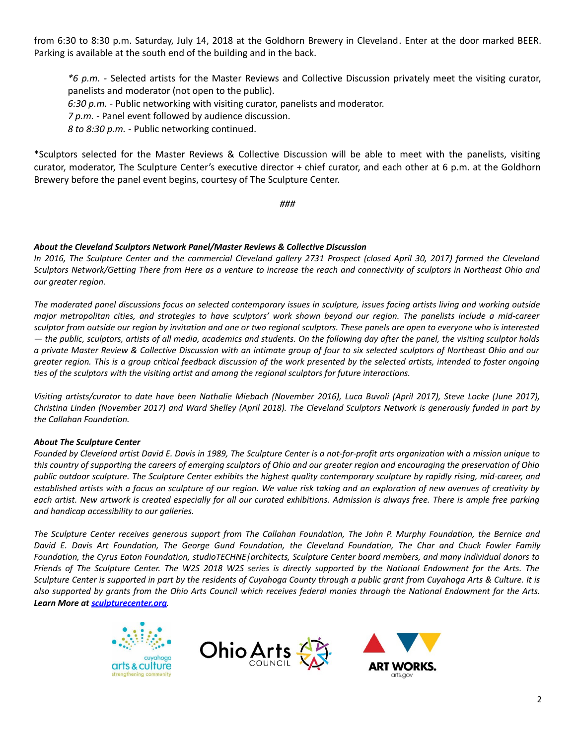from 6:30 to 8:30 p.m. Saturday, July 14, 2018 at the Goldhorn Brewery in Cleveland. Enter at the door marked BEER. Parking is available at the south end of the building and in the back.

*\*6 p.m.* - Selected artists for the Master Reviews and Collective Discussion privately meet the visiting curator, panelists and moderator (not open to the public).
*6:30 p.m.* - Public networking with visiting curator, panelists and moderator.
*7 p.m.* - Panel event followed by audience discussion.
*8 to 8:30 p.m.* - Public networking continued.

*Sculptors selected for the Master Reviews & Collective Discussion will be able to meet with the panelists, visiting curator, moderator, The Sculpture Center's executive director + chief curator, and each other at 6 p.m. at the Goldhorn Brewery before the panel event begins, courtesy of The Sculpture Center.

*###*

***About the Cleveland Sculptors Network Panel/Master Reviews & Collective Discussion***
*In 2016, The Sculpture Center and the commercial Cleveland gallery 2731 Prospect (closed April 30, 2017) formed the Cleveland Sculptors Network/Getting There from Here as a venture to increase the reach and connectivity of sculptors in Northeast Ohio and our greater region.*

*The moderated panel discussions focus on selected contemporary issues in sculpture, issues facing artists living and working outside major metropolitan cities, and strategies to have sculptors' work shown beyond our region. The panelists include a mid-career sculptor from outside our region by invitation and one or two regional sculptors. These panels are open to everyone who is interested — the public, sculptors, artists of all media, academics and students. On the following day after the panel, the visiting sculptor holds a private Master Review & Collective Discussion with an intimate group of four to six selected sculptors of Northeast Ohio and our greater region. This is a group critical feedback discussion of the work presented by the selected artists, intended to foster ongoing ties of the sculptors with the visiting artist and among the regional sculptors for future interactions.*

*Visiting artists/curator to date have been Nathalie Miebach (November 2016), Luca Buvoli (April 2017), Steve Locke (June 2017), Christina Linden (November 2017) and Ward Shelley (April 2018). The Cleveland Sculptors Network is generously funded in part by the Callahan Foundation.*

***About The Sculpture Center***
*Founded by Cleveland artist David E. Davis in 1989, The Sculpture Center is a not-for-profit arts organization with a mission unique to this country of supporting the careers of emerging sculptors of Ohio and our greater region and encouraging the preservation of Ohio public outdoor sculpture. The Sculpture Center exhibits the highest quality contemporary sculpture by rapidly rising, mid-career, and established artists with a focus on sculpture of our region. We value risk taking and an exploration of new avenues of creativity by each artist. New artwork is created especially for all our curated exhibitions. Admission is always free. There is ample free parking and handicap accessibility to our galleries.*

*The Sculpture Center receives generous support from The Callahan Foundation, The John P. Murphy Foundation, the Bernice and David E. Davis Art Foundation, The George Gund Foundation, the Cleveland Foundation, The Char and Chuck Fowler Family Foundation, the Cyrus Eaton Foundation, studioTECHNE|architects, Sculpture Center board members, and many individual donors to Friends of The Sculpture Center. The W2S 2018 W2S series is directly supported by the National Endowment for the Arts. The Sculpture Center is supported in part by the residents of Cuyahoga County through a public grant from Cuyahoga Arts & Culture. It is also supported by grants from the Ohio Arts Council which receives federal monies through the National Endowment for the Arts.* ***Learn More at [sculpturecenter.org](sculpturecenter.org).***

cuyahoga arts & culture
strengthening community

Ohio Arts COUNCIL

ART WORKS.
arts.gov